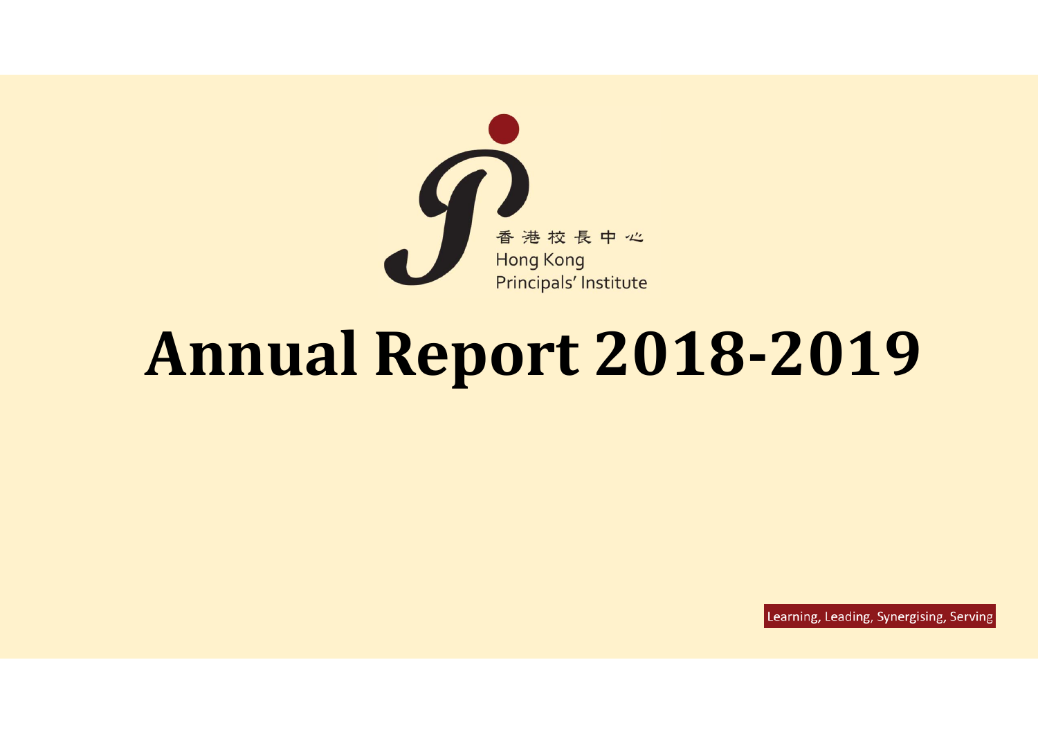香港校長中心
Hong Kong
Principals' Institute

# Annual Report 2018-2019

Learning, Leading, Synergising, Serving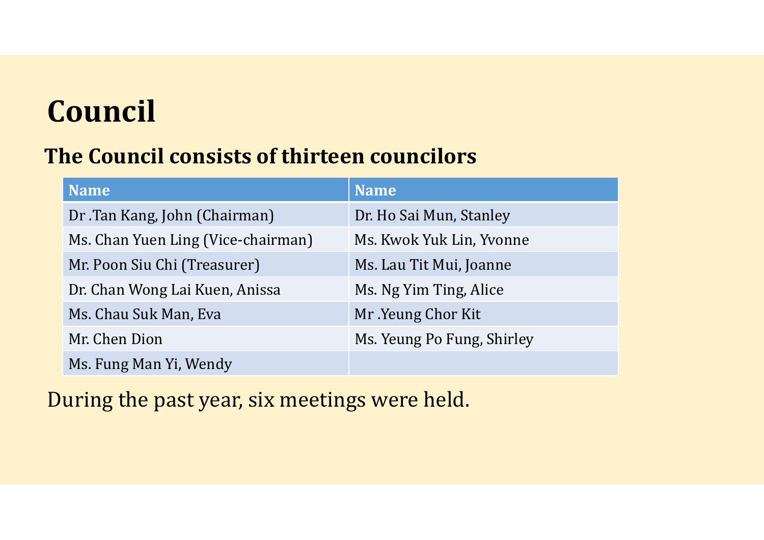# Council

## The Council consists of thirteen councilors

| Name | Name |
| --- | --- |
| Dr .Tan Kang, John (Chairman) | Dr. Ho Sai Mun, Stanley |
| Ms. Chan Yuen Ling (Vice-chairman) | Ms. Kwok Yuk Lin, Yvonne |
| Mr. Poon Siu Chi (Treasurer) | Ms. Lau Tit Mui, Joanne |
| Dr. Chan Wong Lai Kuen, Anissa | Ms. Ng Yim Ting, Alice |
| Ms. Chau Suk Man, Eva | Mr .Yeung Chor Kit |
| Mr. Chen Dion | Ms. Yeung Po Fung, Shirley |
| Ms. Fung Man Yi, Wendy | |

During the past year, six meetings were held.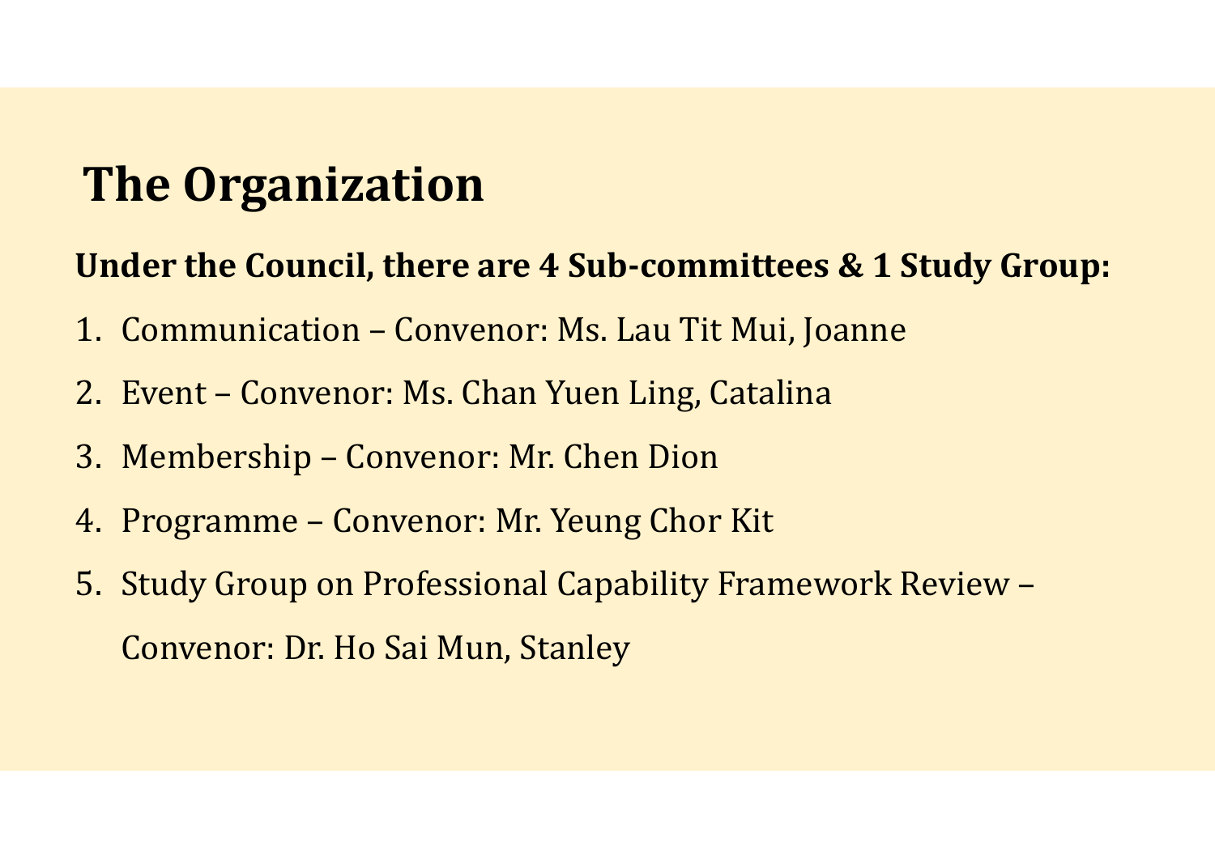# The Organization

**Under the Council, there are 4 Sub-committees & 1 Study Group:**

1. Communication – Convenor: Ms. Lau Tit Mui, Joanne
2. Event – Convenor: Ms. Chan Yuen Ling, Catalina
3. Membership – Convenor: Mr. Chen Dion
4. Programme – Convenor: Mr. Yeung Chor Kit
5. Study Group on Professional Capability Framework Review – Convenor: Dr. Ho Sai Mun, Stanley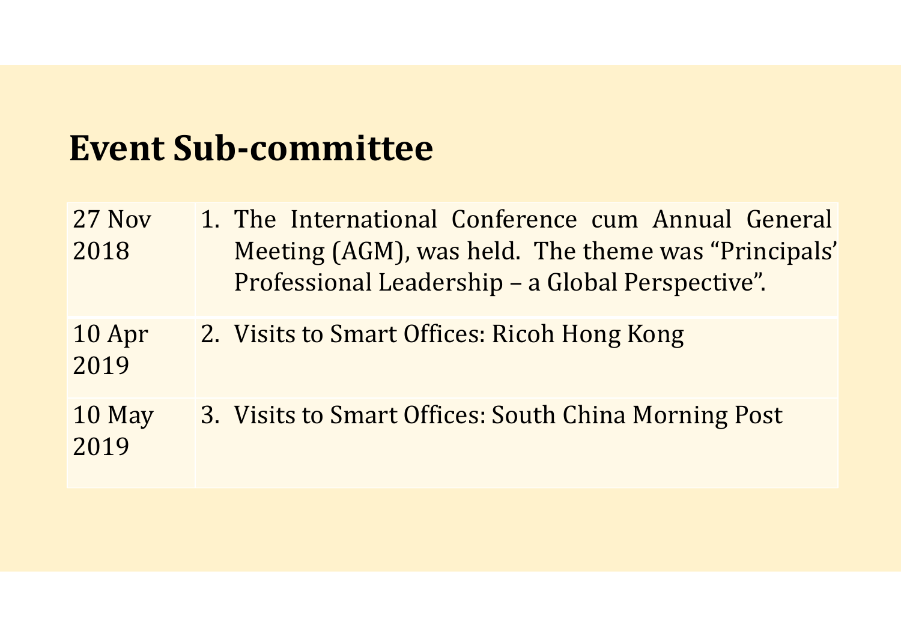## Event Sub-committee

| | |
|---|---|
| 27 Nov 2018 | 1. The International Conference cum Annual General Meeting (AGM), was held. The theme was "Principals' Professional Leadership – a Global Perspective". |
| 10 Apr 2019 | 2. Visits to Smart Offices: Ricoh Hong Kong |
| 10 May 2019 | 3. Visits to Smart Offices: South China Morning Post |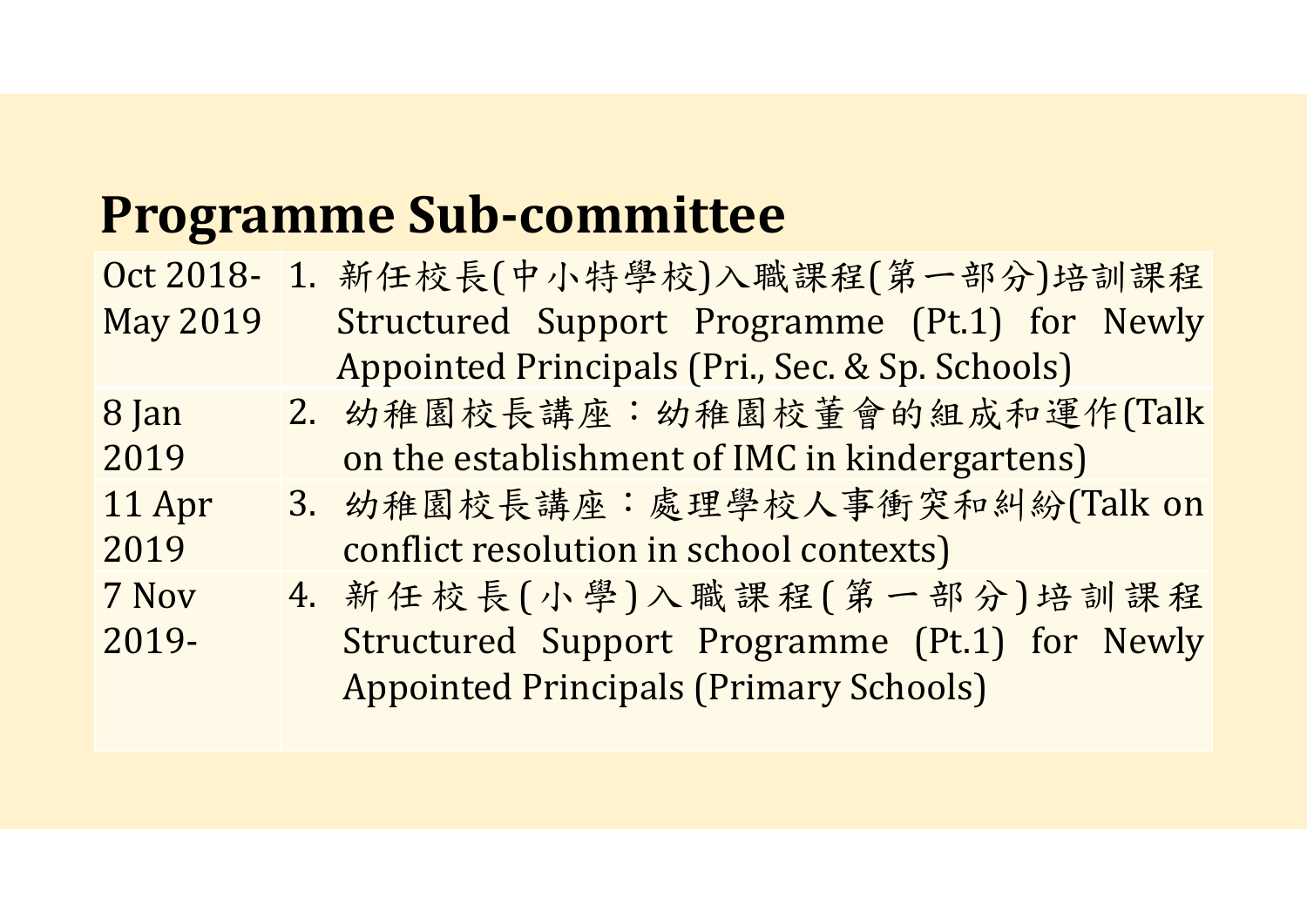## Programme Sub-committee

| | |
|---|---|
| Oct 2018-May 2019 | 1. 新任校長(中小特學校)入職課程(第一部分)培訓課程 Structured Support Programme (Pt.1) for Newly Appointed Principals (Pri., Sec. & Sp. Schools) |
| 8 Jan 2019 | 2. 幼稚園校長講座：幼稚園校董會的組成和運作(Talk on the establishment of IMC in kindergartens) |
| 11 Apr 2019 | 3. 幼稚園校長講座：處理學校人事衝突和糾紛(Talk on conflict resolution in school contexts) |
| 7 Nov 2019- | 4. 新任校長(小學)入職課程(第一部分)培訓課程 Structured Support Programme (Pt.1) for Newly Appointed Principals (Primary Schools) |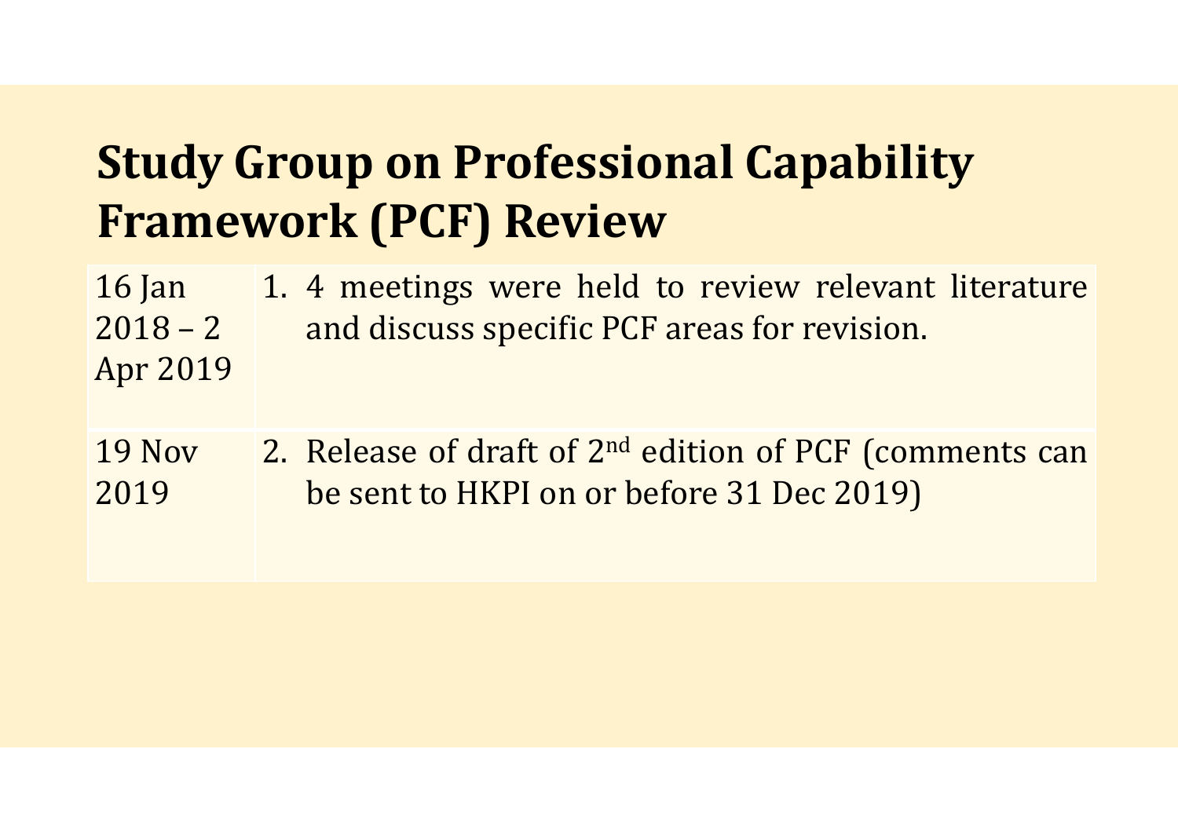# Study Group on Professional Capability Framework (PCF) Review

| | |
|---|---|
| 16 Jan 2018 – 2 Apr 2019 | 1. 4 meetings were held to review relevant literature and discuss specific PCF areas for revision. |
| 19 Nov 2019 | 2. Release of draft of 2nd edition of PCF (comments can be sent to HKPI on or before 31 Dec 2019) |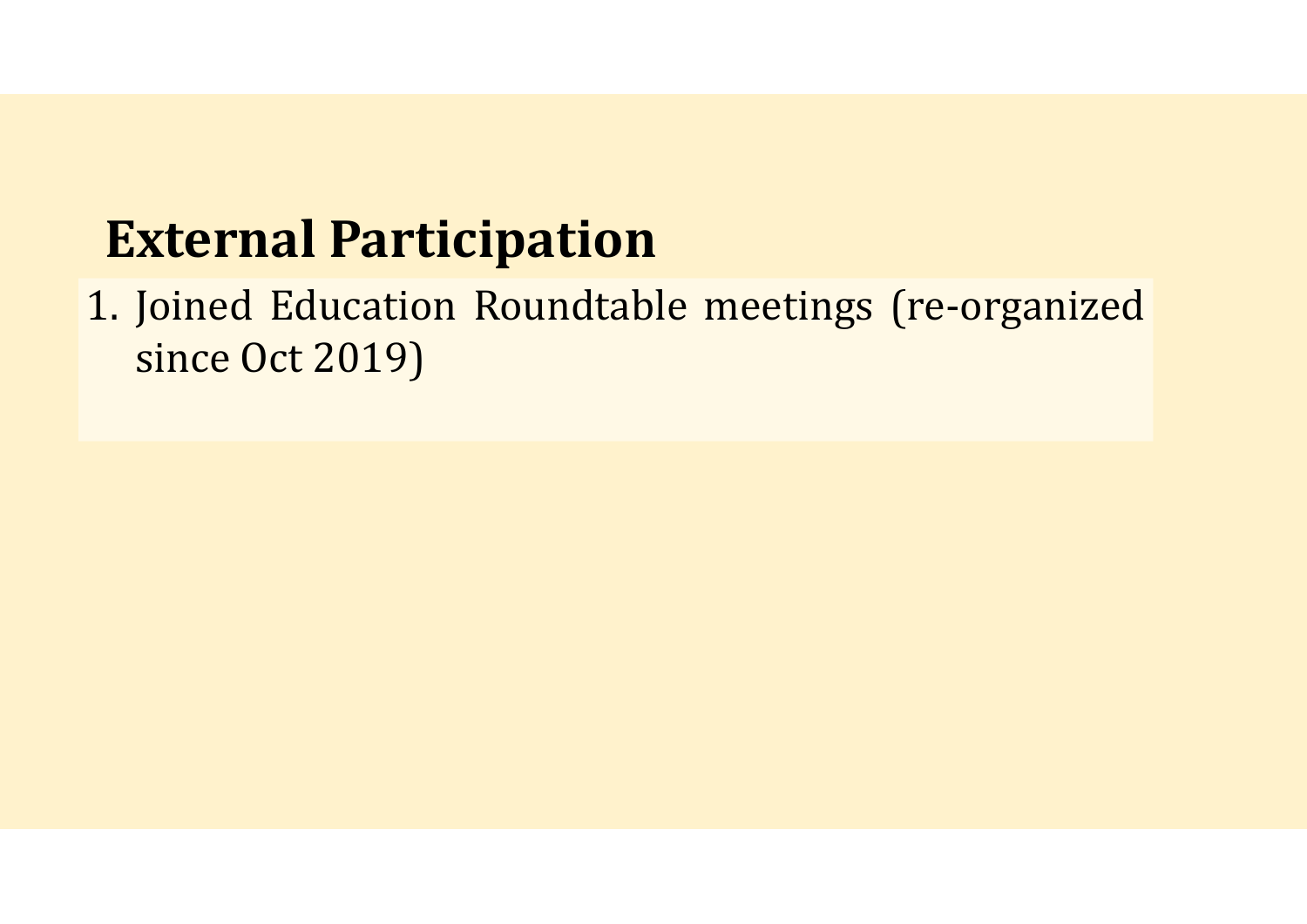## External Participation

1. Joined Education Roundtable meetings (re-organized since Oct 2019)